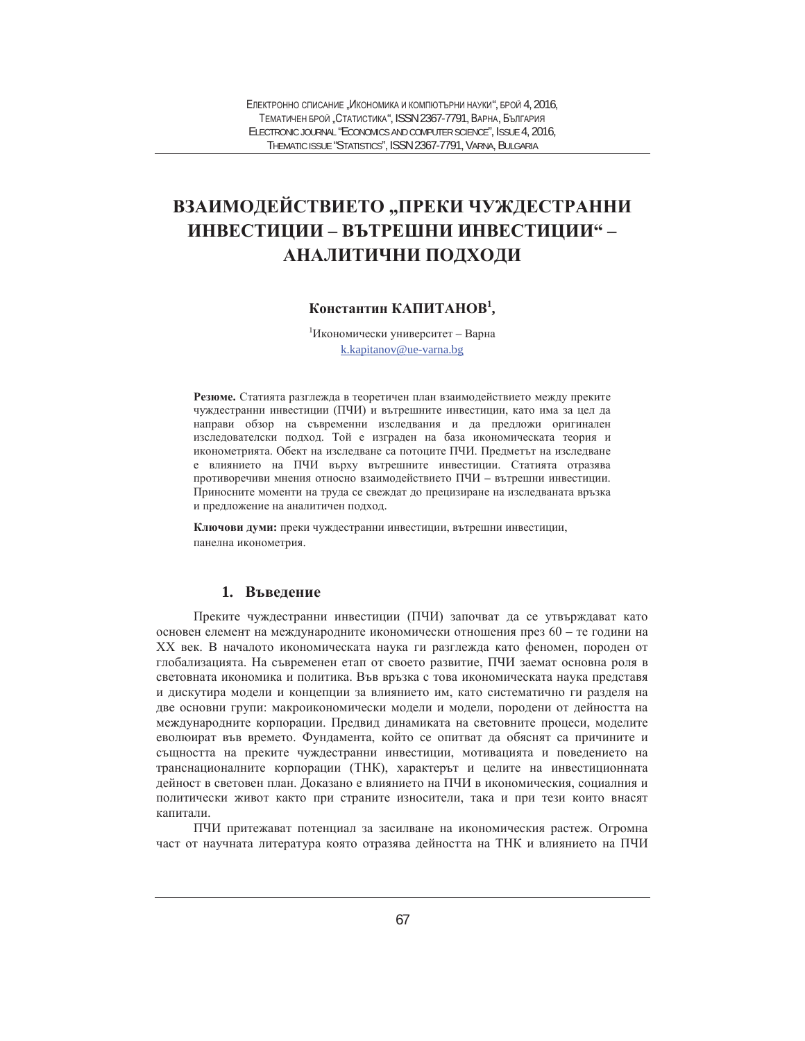# ВЗАИМОДЕЙСТВИЕТО „ПРЕКИ ЧУЖДЕСТРАННИ ИНВЕСТИЦИИ – ВЪТРЕШНИ ИНВЕСТИЦИИ“ – АНАЛИТИЧНИ ПОДХОДИ

**Константин КАПИТАНОВ[1],**

[1]Икономически университет – Варна
k.kapitanov@ue-varna.bg

**Резюме.** Статията разглежда в теоретичен план взаимодействието между преките чуждестранни инвестиции (ПЧИ) и вътрешните инвестиции, като има за цел да направи обзор на съвременни изследвания и да предложи оригинален изследователски подход. Той е изграден на база икономическата теория и иконометрията. Обект на изследване са потоците ПЧИ. Предметът на изследване е влиянието на ПЧИ върху вътрешните инвестиции. Статията отразява противоречиви мнения относно взаимодействието ПЧИ – вътрешни инвестиции. Приносните моменти на труда се свеждат до прецизиране на изследваната връзка и предложение на аналитичен подход.

**Ключови думи:** преки чуждестранни инвестиции, вътрешни инвестиции, панелна иконометрия.

## 1. Въведение

Преките чуждестранни инвестиции (ПЧИ) започват да се утвърждават като основен елемент на международните икономически отношения през 60 – те години на XX век. В началото икономическата наука ги разглежда като феномен, породен от глобализацията. На съвременен етап от своето развитие, ПЧИ заемат основна роля в световната икономика и политика. Във връзка с това икономическата наука представя и дискутира модели и концепции за влиянието им, като систематично ги разделя на две основни групи: макроикономически модели и модели, породени от дейността на международните корпорации. Предвид динамиката на световните процеси, моделите еволюират във времето. Фундамента, който се опитват да обяснят са причините и същността на преките чуждестранни инвестиции, мотивацията и поведението на транснационалните корпорации (ТНК), характерът и целите на инвестиционната дейност в световен план. Доказано е влиянието на ПЧИ в икономическия, социалния и политически живот както при страните износители, така и при тези които внасят капитали.

ПЧИ притежават потенциал за засилване на икономическия растеж. Огромна част от научната литература която отразява дейността на ТНК и влиянието на ПЧИ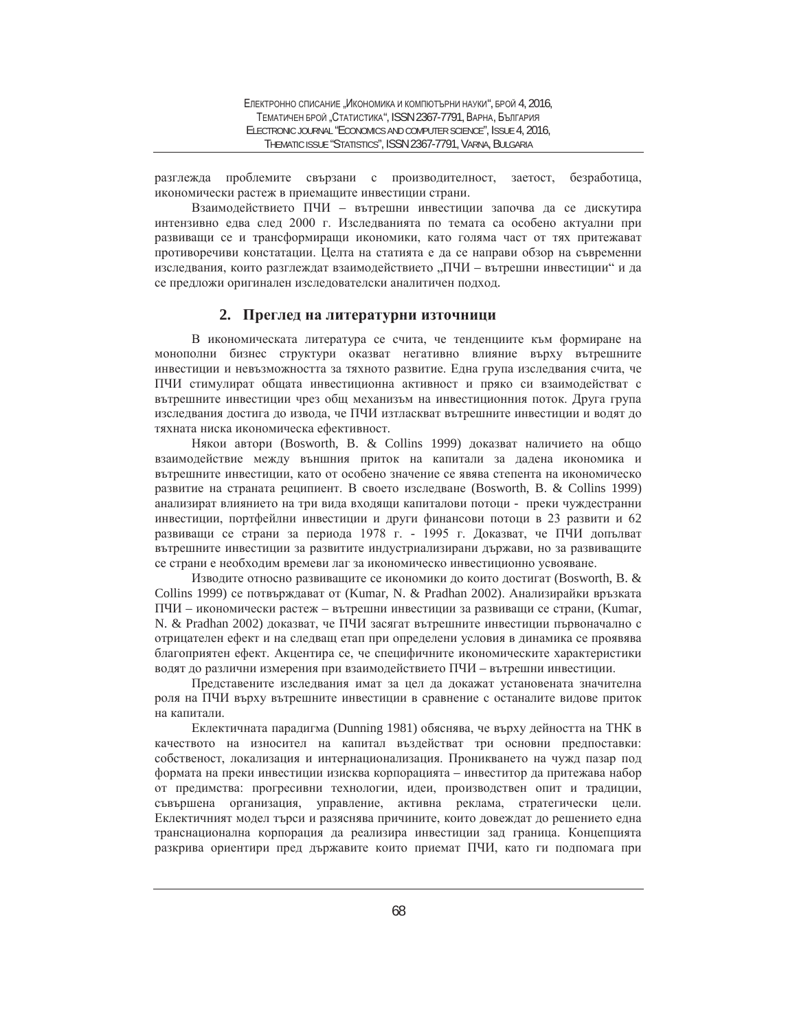разглежда проблемите свързани с производителност, заетост, безработица, икономически растеж в приемащите инвестиции страни.

Взаимодействието ПЧИ – вътрешни инвестиции започва да се дискутира интензивно едва след 2000 г. Изследванията по темата са особено актуални при развиващи се и трансформиращи икономики, като голяма част от тях притежават противоречиви констатации. Целта на статията е да се направи обзор на съвременни изследвания, които разглеждат взаимодействието „ПЧИ – вътрешни инвестиции" и да се предложи оригинален изследователски аналитичен подход.

## 2. Преглед на литературни източници

В икономическата литература се счита, че тенденциите към формиране на монополни бизнес структури оказват негативно влияние върху вътрешните инвестиции и невъзможността за тяхното развитие. Една група изследвания счита, че ПЧИ стимулират общата инвестиционна активност и пряко си взаимодействат с вътрешните инвестиции чрез общ механизъм на инвестиционния поток. Друга група изследвания достига до извода, че ПЧИ изтласкват вътрешните инвестиции и водят до тяхната ниска икономическа ефективност.

Някои автори (Bosworth, B. & Collins 1999) доказват наличието на общо взаимодействие между външния приток на капитали за дадена икономика и вътрешните инвестиции, като от особено значение се явява степента на икономическо развитие на страната реципиент. В своето изследване (Bosworth, B. & Collins 1999) анализират влиянието на три вида входящи капиталови потоци - преки чуждестранни инвестиции, портфейлни инвестиции и други финансови потоци в 23 развити и 62 развиващи се страни за периода 1978 г. - 1995 г. Доказват, че ПЧИ допълват вътрешните инвестиции за развитите индустриализирани държави, но за развиващите се страни е необходим времеви лаг за икономическо инвестиционно усвояване.

Изводите относно развиващите се икономики до които достигат (Bosworth, B. & Collins 1999) се потвърждават от (Kumar, N. & Pradhan 2002). Анализирайки връзката ПЧИ – икономически растеж – вътрешни инвестиции за развиващи се страни, (Kumar, N. & Pradhan 2002) доказват, че ПЧИ засягат вътрешните инвестиции първоначално с отрицателен ефект и на следващ етап при определени условия в динамика се проявява благоприятен ефект. Акцентира се, че специфичните икономическите характеристики водят до различни измерения при взаимодействието ПЧИ – вътрешни инвестиции.

Представените изследвания имат за цел да докажат установената значителна роля на ПЧИ върху вътрешните инвестиции в сравнение с останалите видове приток на капитали.

Еклектичната парадигма (Dunning 1981) обяснява, че върху дейността на ТНК в качеството на износител на капитал въздействат три основни предпоставки: собственост, локализация и интернационализация. Проникването на чужд пазар под формата на преки инвестиции изисква корпорацията – инвеститор да притежава набор от предимства: прогресивни технологии, идеи, производствен опит и традиции, съвършена организация, управление, активна реклама, стратегически цели. Еклектичният модел търси и разяснява причините, които довеждат до решението една транснационална корпорация да реализира инвестиции зад граница. Концепцията разкрива ориентири пред държавите които приемат ПЧИ, като ги подпомага при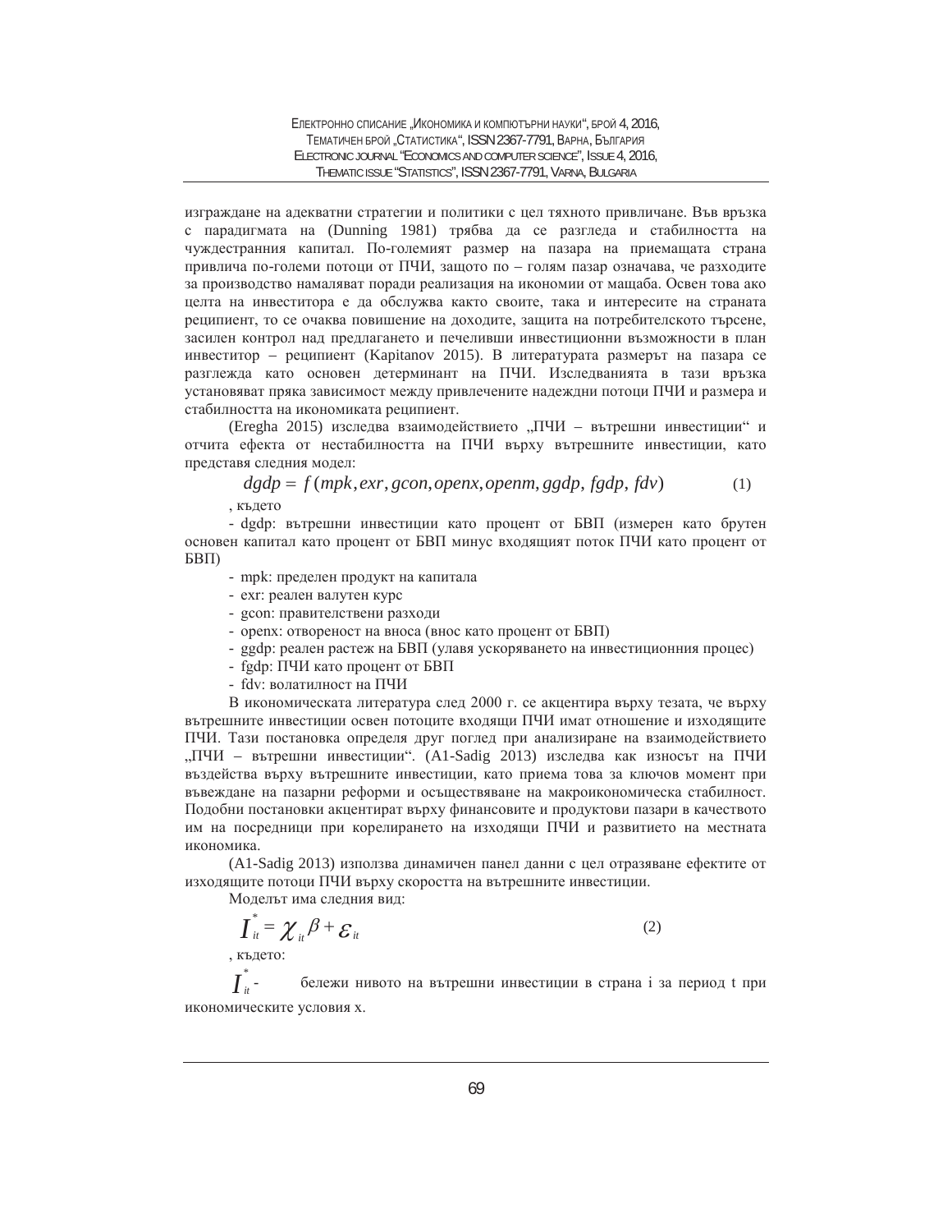изграждане на адекватни стратегии и политики с цел тяхното привличане. Във връзка с парадигмата на (Dunning 1981) трябва да се разгледа и стабилността на чуждестранния капитал. По-големият размер на пазара на приемащата страна привлича по-големи потоци от ПЧИ, защото по – голям пазар означава, че разходите за производство намаляват поради реализация на икономии от мащаба. Освен това ако целта на инвеститора е да обслужва както своите, така и интересите на страната реципиент, то се очаква повишение на доходите, защита на потребителското търсене, засилен контрол над предлагането и печеливши инвестиционни възможности в план инвеститор – реципиент (Kapitanov 2015). В литературата размерът на пазара се разглежда като основен детерминант на ПЧИ. Изследванията в тази връзка установяват пряка зависимост между привлечените надеждни потоци ПЧИ и размера и стабилността на икономиката реципиент.

(Eregha 2015) изследва взаимодействието „ПЧИ – вътрешни инвестиции" и отчита ефекта от нестабилността на ПЧИ върху вътрешните инвестиции, като представя следния модел:

$$dgdp = f(mpk, exr, gcon, openx, openm, ggdp, fgdp, fdv) \qquad (1)$$

, където

- dgdp: вътрешни инвестиции като процент от БВП (измерен като брутен основен капитал като процент от БВП минус входящият поток ПЧИ като процент от БВП)
- mpk: пределен продукт на капитала
- exr: реален валутен курс
- gcon: правителствени разходи
- openx: отвореност на вноса (внос като процент от БВП)
- ggdp: реален растеж на БВП (улавя ускоряването на инвестиционния процес)
- fgdp: ПЧИ като процент от БВП
- fdv: волатилност на ПЧИ

В икономическата литература след 2000 г. се акцентира върху тезата, че върху вътрешните инвестиции освен потоците входящи ПЧИ имат отношение и изходящите ПЧИ. Тази постановка определя друг поглед при анализиране на взаимодействието „ПЧИ – вътрешни инвестиции". (A1-Sadig 2013) изследва как износът на ПЧИ въздейства върху вътрешните инвестиции, като приема това за ключов момент при въвеждане на пазарни реформи и осъществяване на макроикономическа стабилност. Подобни постановки акцентират върху финансовите и продуктови пазари в качеството им на посредници при корелирането на изходящи ПЧИ и развитието на местната икономика.

(A1-Sadig 2013) използва динамичен панел данни с цел отразяване ефектите от изходящите потоци ПЧИ върху скоростта на вътрешните инвестиции.

Моделът има следния вид:

$$I^*_{it} = \chi_{it}\beta + \varepsilon_{it} \qquad (2)$$

, където:

$I^*_{it}$ - бележи нивото на вътрешни инвестиции в страна i за период t при икономическите условия x.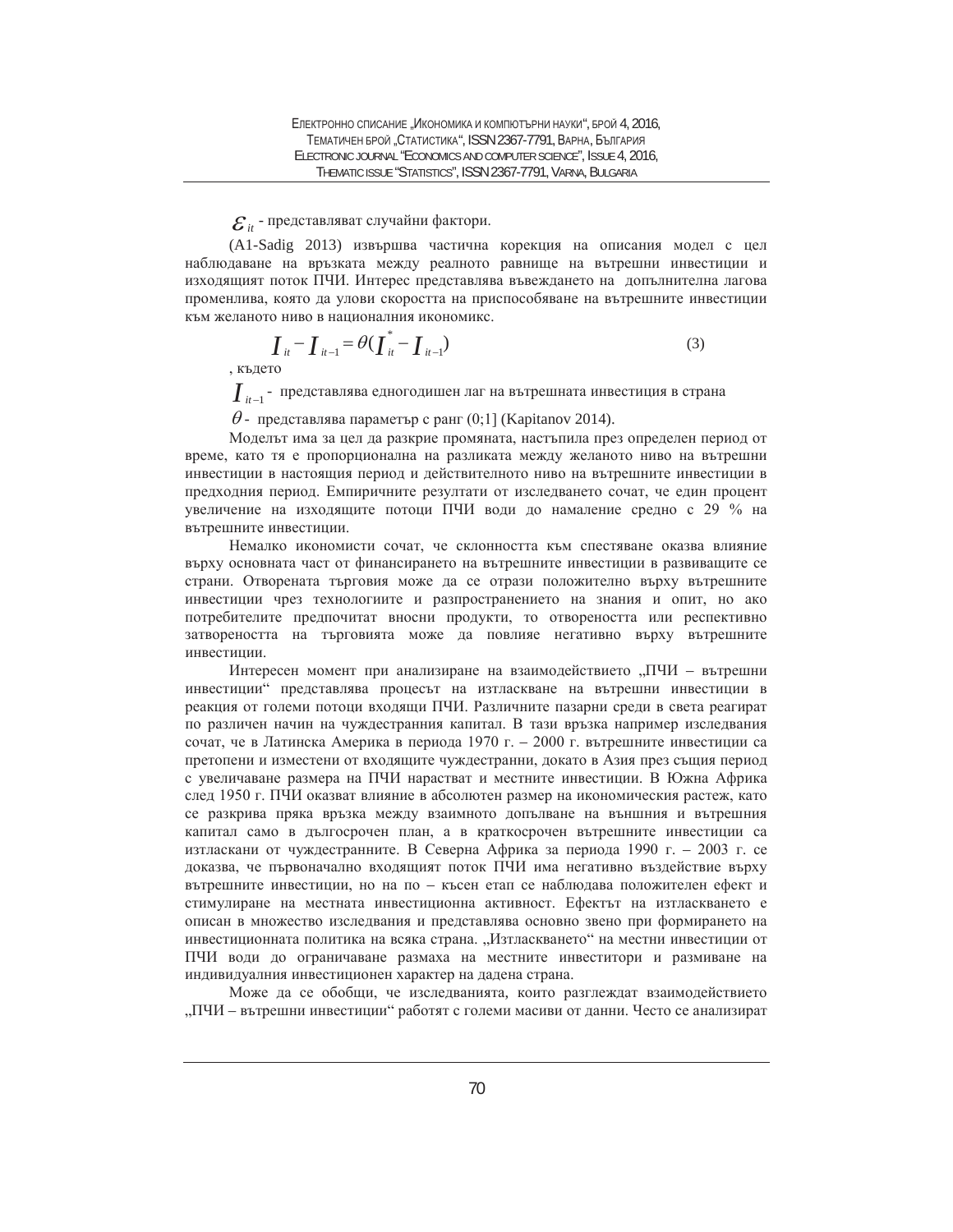$\varepsilon_{it}$ - представляват случайни фактори.

(A1-Sadig 2013) извършва частична корекция на описания модел с цел наблюдаване на връзката между реалното равнище на вътрешни инвестиции и изходящият поток ПЧИ. Интерес представлява въвеждането на допълнителна лагова променлива, която да улови скоростта на приспособяване на вътрешните инвестиции към желаното ниво в националния икономикс.

$$I_{it} - I_{it-1} = \theta(I_{it}^{*} - I_{it-1}) \tag{3}$$

, където

$I_{it-1}$ - представлява едногодишен лаг на вътрешната инвестиция в страна

$\theta$ - представлява параметър с ранг (0;1] (Kapitanov 2014).

Моделът има за цел да разкрие промяната, настъпила през определен период от време, като тя е пропорционална на разликата между желаното ниво на вътрешни инвестиции в настоящия период и действителното ниво на вътрешните инвестиции в предходния период. Емпиричните резултати от изследването сочат, че един процент увеличение на изходящите потоци ПЧИ води до намаление средно с 29 % на вътрешните инвестиции.

Немалко икономисти сочат, че склонността към спестяване оказва влияние върху основната част от финансирането на вътрешните инвестиции в развиващите се страни. Отворената търговия може да се отрази положително върху вътрешните инвестиции чрез технологиите и разпространението на знания и опит, но ако потребителите предпочитат вносни продукти, то отвореността или респективно затвореността на търговията може да повлияе негативно върху вътрешните инвестиции.

Интересен момент при анализиране на взаимодействието „ПЧИ – вътрешни инвестиции" представлява процесът на изтласкване на вътрешни инвестиции в реакция от големи потоци входящи ПЧИ. Различните пазарни среди в света реагират по различен начин на чуждестранния капитал. В тази връзка например изследвания сочат, че в Латинска Америка в периода 1970 г. – 2000 г. вътрешните инвестиции са претопени и изместени от входящите чуждестранни, докато в Азия през същия период с увеличаване размера на ПЧИ нарастват и местните инвестиции. В Южна Африка след 1950 г. ПЧИ оказват влияние в абсолютен размер на икономическия растеж, като се разкрива пряка връзка между взаимното допълване на външния и вътрешния капитал само в дългосрочен план, а в краткосрочен вътрешните инвестиции са изтласкани от чуждестранните. В Северна Африка за периода 1990 г. – 2003 г. се доказва, че първоначално входящият поток ПЧИ има негативно въздействие върху вътрешните инвестиции, но на по – късен етап се наблюдава положителен ефект и стимулиране на местната инвестиционна активност. Ефектът на изтласкването е описан в множество изследвания и представлява основно звено при формирането на инвестиционната политика на всяка страна. „Изтласкването" на местни инвестиции от ПЧИ води до ограничаване размаха на местните инвеститори и размиване на индивидуалния инвестиционен характер на дадена страна.

Може да се обобщи, че изследванията, които разглеждат взаимодействието „ПЧИ – вътрешни инвестиции" работят с големи масиви от данни. Често се анализират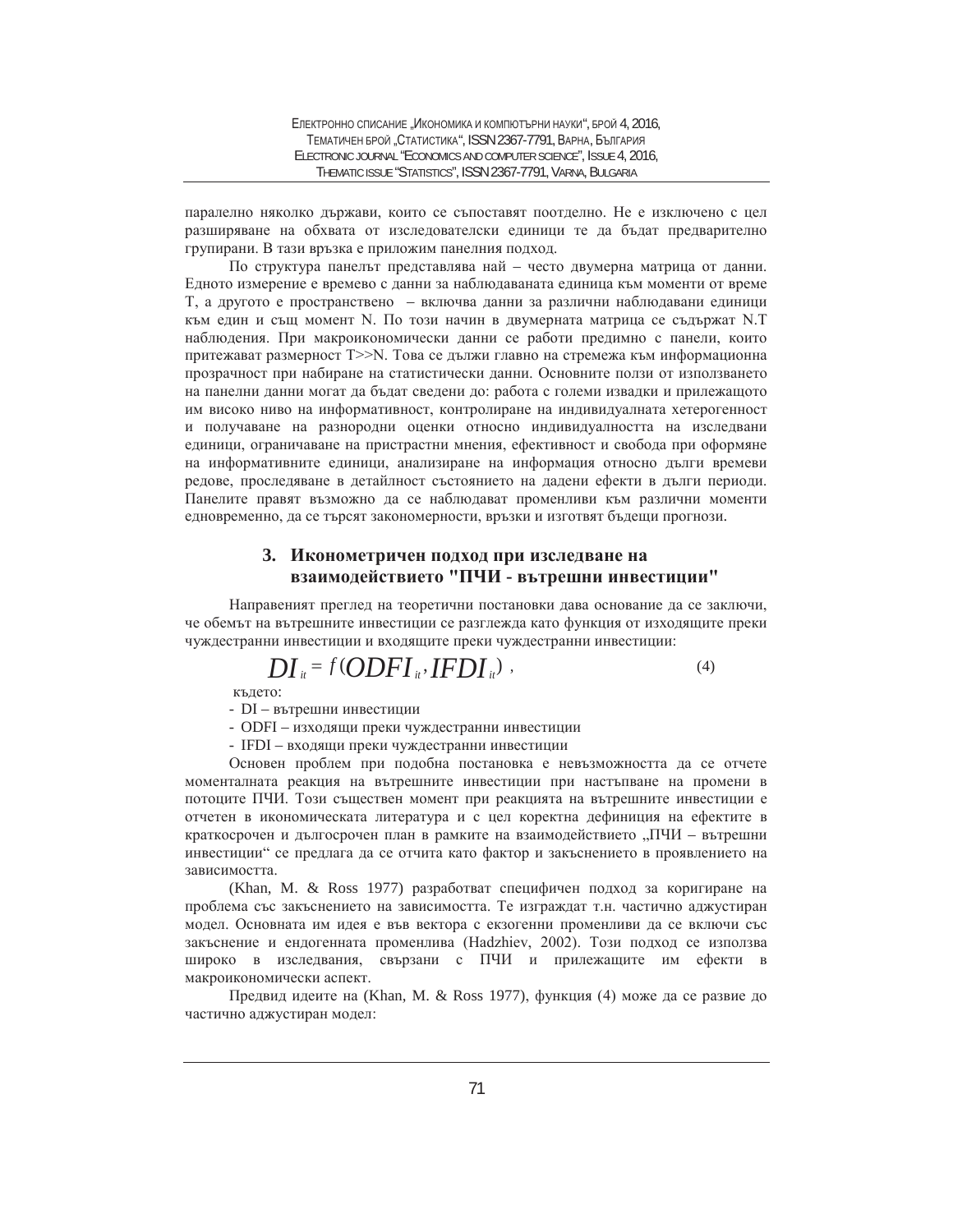паралелно няколко държави, които се съпоставят поотделно. Не е изключено с цел разширяване на обхвата от изследователски единици те да бъдат предварително групирани. В тази връзка е приложим панелния подход.

По структура панелът представлява най – често двумерна матрица от данни. Едното измерение е времево с данни за наблюдаваната единица към моменти от време T, а другото е пространствено – включва данни за различни наблюдавани единици към един и същ момент N. По този начин в двумерната матрица се съдържат N.T наблюдения. При макроикономически данни се работи предимно с панели, които притежават размерност T>>N. Това се дължи главно на стремежа към информационна прозрачност при набиране на статистическите данни. Основните ползи от използването на панелни данни могат да бъдат сведени до: работа с големи извадки и прилежащото им високо ниво на информативност, контролиране на индивидуалната хетерогенност и получаване на разнородни оценки относно индивидуалността на изследвани единици, ограничаване на пристрастни мнения, ефективност и свобода при оформяне на информативните единици, анализиране на информация относно дълги времеви редове, проследяване в детайлност състоянието на дадени ефекти в дълги периоди. Панелите правят възможно да се наблюдават променливи към различни моменти едновременно, да се търсят закономерности, връзки и изготвят бъдещи прогнози.

## 3. Иконометричен подход при изследване на взаимодействието "ПЧИ - вътрешни инвестиции"

Направеният преглед на теоретични постановки дава основание да се заключи, че обемът на вътрешните инвестиции се разглежда като функция от изходящите преки чуждестранни инвестиции и входящите преки чуждестранни инвестиции:

$$DI_{it} = f(ODFI_{it}, IFDI_{it}) , \qquad (4)$$

където:

- DI – вътрешни инвестиции
- ODFI – изходящи преки чуждестранни инвестиции
- IFDI – входящи преки чуждестранни инвестиции

Основен проблем при подобна постановка е невъзможността да се отчете моменталната реакция на вътрешните инвестиции при настъпване на промени в потоците ПЧИ. Този съществен момент при реакцията на вътрешните инвестиции е отчетен в икономическата литература и с цел коректна дефиниция на ефектите в краткосрочен и дългосрочен план в рамките на взаимодействието „ПЧИ – вътрешни инвестиции" се предлага да се отчита като фактор и закъснението в проявлението на зависимостта.

(Khan, M. & Ross 1977) разработват специфичен подход за коригиране на проблема със закъснението на зависимостта. Те изграждат т.н. частично аджустиран модел. Основната им идея е във вектора с екзогенни променливи да се включи със закъснение и ендогенната променлива (Hadzhiev, 2002). Този подход се използва широко в изследвания, свързани с ПЧИ и прилежащите им ефекти в макроикономически аспект.

Предвид идеите на (Khan, M. & Ross 1977), функция (4) може да се развие до частично аджустиран модел: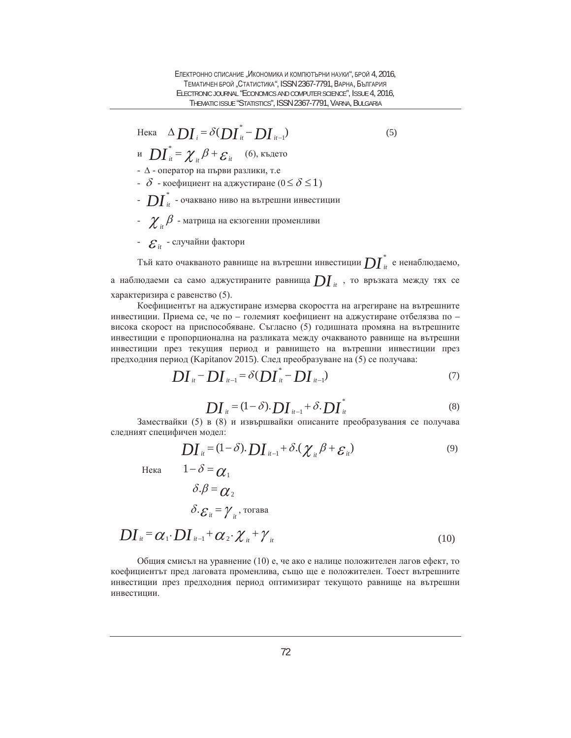Нека $\Delta DI_i = \delta(DI_{it}^* - DI_{it-1})$ (5)

и $DI_{it}^* = \chi_{it}\beta + \varepsilon_{it}$ (6), където

- $\Delta$ - оператор на първи разлики, т.е
- $\delta$ - коефициент на аджустиране ($0 \leq \delta \leq 1$)
- $DI_{it}^*$ - очаквано ниво на вътрешни инвестиции
- $\chi_{it}\beta$ - матрица на екзогенни променливи
- $\varepsilon_{it}$ - случайни фактори

Тъй като очакваното равнище на вътрешни инвестиции $DI_{it}^*$ е ненаблюдаемо, а наблюдаеми са само аджустираните равнища $DI_{it}$, то връзката между тях се характеризира с равенство (5).

Коефициентът на аджустиране измерва скоростта на агрегиране на вътрешните инвестиции. Приема се, че по – големият коефициент на аджустиране отбелязва по – висока скорост на приспособяване. Съгласно (5) годишната промяна на вътрешните инвестиции е пропорционална на разликата между очакваното равнище на вътрешни инвестиции през текущия период и равнището на вътрешни инвестиции през предходния период (Kapitanov 2015). След преобразуване на (5) се получава:

$$DI_{it} - DI_{it-1} = \delta(DI_{it}^* - DI_{it-1}) \tag{7}$$

$$DI_{it} = (1-\delta).DI_{it-1} + \delta.DI_{it}^* \tag{8}$$

Замествайки (5) в (8) и извършвайки описаните преобразувания се получава следният специфичен модел:

$$DI_{it} = (1-\delta).DI_{it-1} + \delta.(\chi_{it}\beta + \varepsilon_{it}) \tag{9}$$

Нека $1-\delta = \alpha_1$

$\delta.\beta = \alpha_2$

$\delta.\varepsilon_{it} = \gamma_{it}$, тогава

$$DI_{it} = \alpha_1 \cdot DI_{it-1} + \alpha_2 \cdot \chi_{it} + \gamma_{it} \tag{10}$$

Общия смисъл на уравнение (10) е, че ако е налице положителен лагов ефект, то коефициентът пред лаговата променлива, също ще е положителен. Тоест вътрешните инвестиции през предходния период оптимизират текущото равнище на вътрешни инвестиции.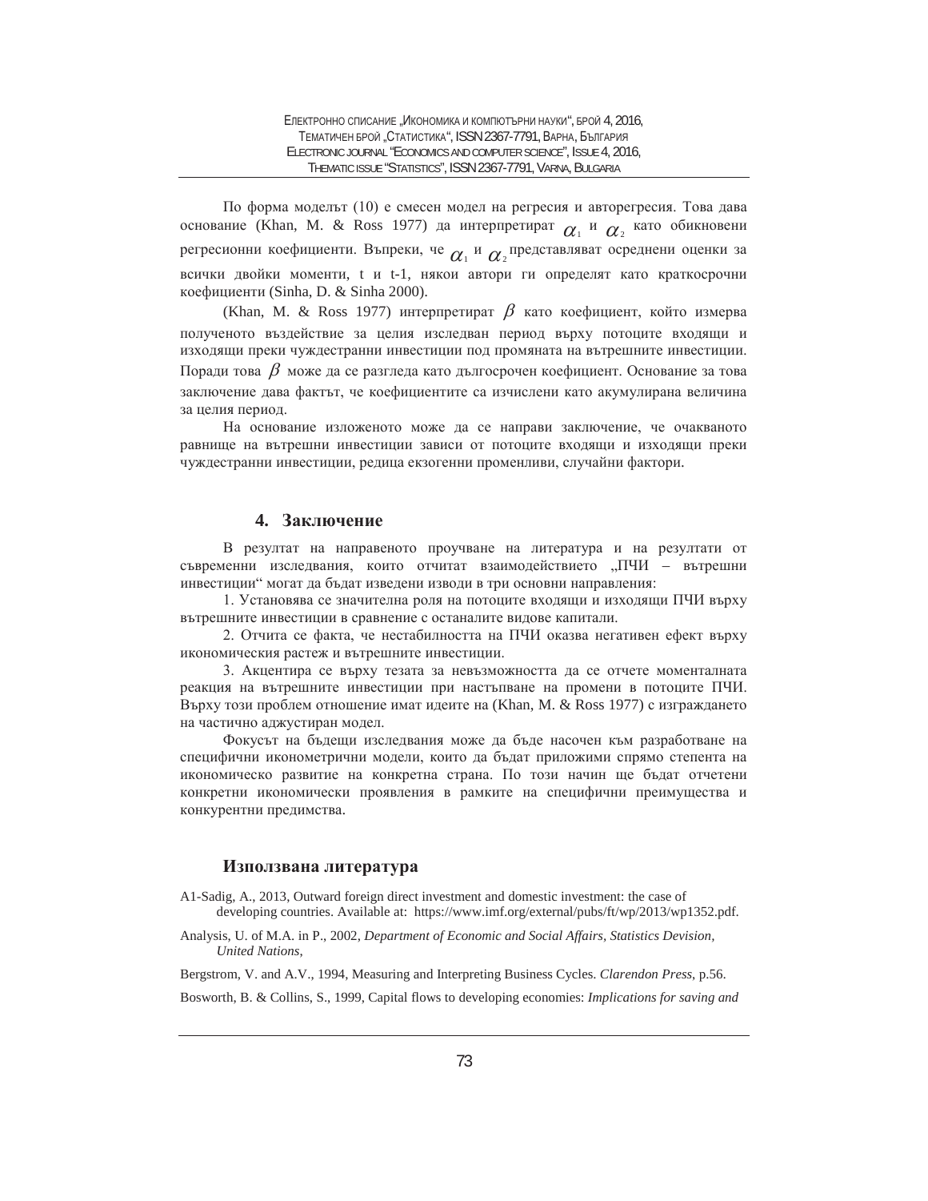По форма моделът (10) е смесен модел на регресия и авторегресия. Това дава основание (Khan, M. & Ross 1977) да интерпретират $\alpha_1$ и $\alpha_2$ като обикновени регресионни коефициенти. Въпреки, че $\alpha_1$ и $\alpha_2$ представляват осреднени оценки за всички двойки моменти, t и t-1, някои автори ги определят като краткосрочни коефициенти (Sinha, D. & Sinha 2000).

(Khan, M. & Ross 1977) интерпретират $\beta$ като коефициент, който измерва полученото въздействие за целия изследван период върху потоците входящи и изходящи преки чуждестранни инвестиции под промяната на вътрешните инвестиции. Поради това $\beta$ може да се разгледа като дългосрочен коефициент. Основание за това заключение дава фактът, че коефициентите са изчислени като акумулирана величина за целия период.

На основание изложеното може да се направи заключение, че очакваното равнище на вътрешни инвестиции зависи от потоците входящи и изходящи преки чуждестранни инвестиции, редица екзогенни променливи, случайни фактори.

## 4. Заключение

В резултат на направеното проучване на литература и на резултати от съвременни изследвания, които отчитат взаимодействието „ПЧИ – вътрешни инвестиции" могат да бъдат изведени изводи в три основни направления:

1. Установява се значителна роля на потоците входящи и изходящи ПЧИ върху вътрешните инвестиции в сравнение с останалите видове капитали.

2. Отчита се факта, че нестабилността на ПЧИ оказва негативен ефект върху икономическия растеж и вътрешните инвестиции.

3. Акцентира се върху тезата за невъзможността да се отчете моменталната реакция на вътрешните инвестиции при настъпване на промени в потоците ПЧИ. Върху този проблем отношение имат идеите на (Khan, M. & Ross 1977) с изграждането на частично аджустиран модел.

Фокусът на бъдещи изследвания може да бъде насочен към разработване на специфични иконометрични модели, които да бъдат приложими спрямо степента на икономическо развитие на конкретна страна. По този начин ще бъдат отчетени конкретни икономически проявления в рамките на специфични преимущества и конкурентни предимства.

## Използвана литература

A1-Sadig, A., 2013, Outward foreign direct investment and domestic investment: the case of developing countries. Available at: https://www.imf.org/external/pubs/ft/wp/2013/wp1352.pdf.

Analysis, U. of M.A. in P., 2002, *Department of Economic and Social Affairs, Statistics Devision, United Nations*,

Bergstrom, V. and A.V., 1994, Measuring and Interpreting Business Cycles. *Clarendon Press*, p.56.

Bosworth, B. & Collins, S., 1999, Capital flows to developing economies: *Implications for saving and*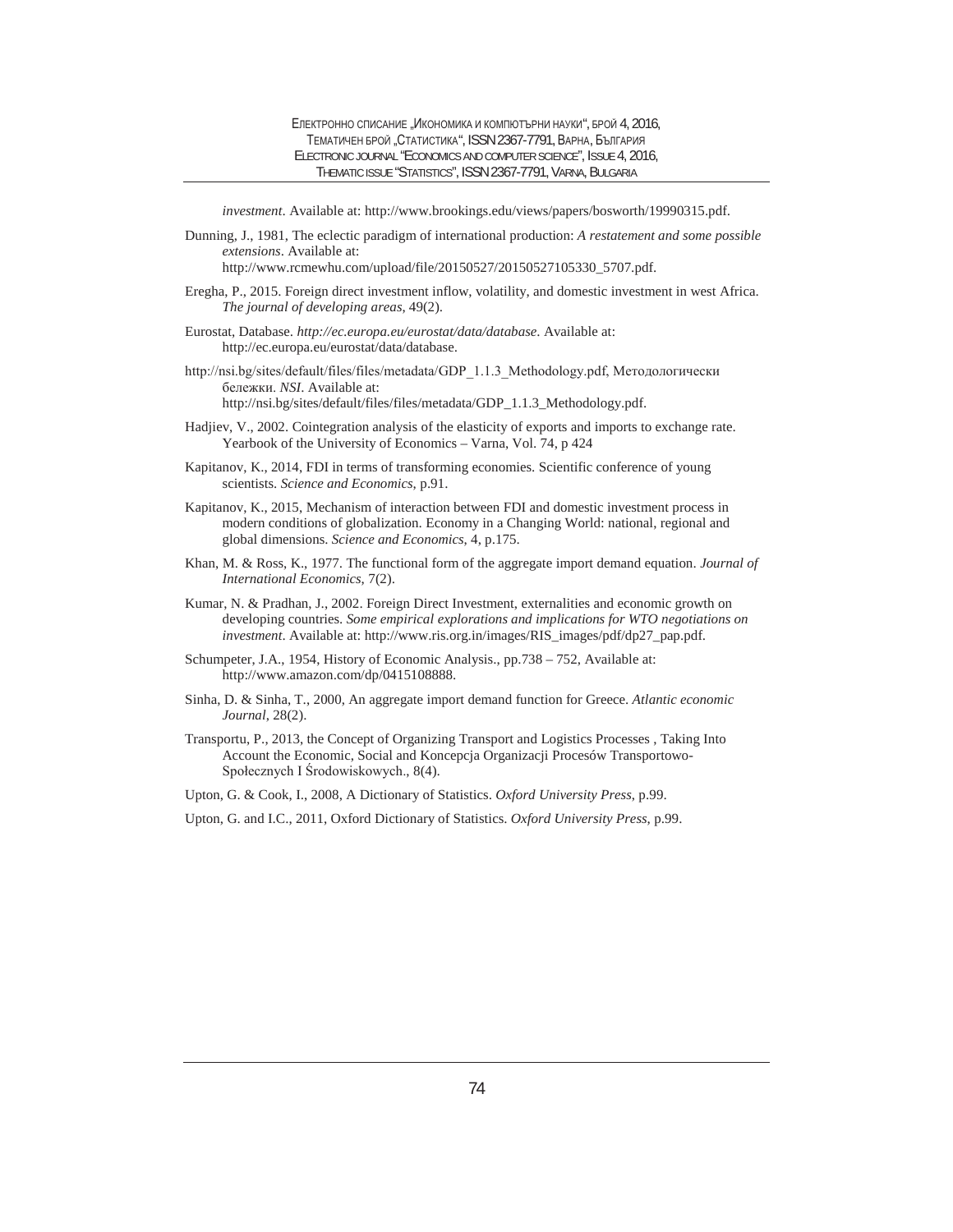*investment*. Available at: http://www.brookings.edu/views/papers/bosworth/19990315.pdf.

Dunning, J., 1981, The eclectic paradigm of international production: *A restatement and some possible extensions*. Available at: http://www.rcmewhu.com/upload/file/20150527/20150527105330_5707.pdf.

Eregha, P., 2015. Foreign direct investment inflow, volatility, and domestic investment in west Africa. *The journal of developing areas*, 49(2).

Eurostat, Database. *http://ec.europa.eu/eurostat/data/database*. Available at: http://ec.europa.eu/eurostat/data/database.

http://nsi.bg/sites/default/files/files/metadata/GDP_1.1.3_Methodology.pdf, Методологически бележки. *NSI*. Available at: http://nsi.bg/sites/default/files/files/metadata/GDP_1.1.3_Methodology.pdf.

Hadjiev, V., 2002. Cointegration analysis of the elasticity of exports and imports to exchange rate. Yearbook of the University of Economics – Varna, Vol. 74, p 424

Kapitanov, K., 2014, FDI in terms of transforming economies. Scientific conference of young scientists. *Science and Economics*, p.91.

Kapitanov, K., 2015, Mechanism of interaction between FDI and domestic investment process in modern conditions of globalization. Economy in a Changing World: national, regional and global dimensions. *Science and Economics*, 4, p.175.

Khan, M. & Ross, K., 1977. The functional form of the aggregate import demand equation. *Journal of International Economics*, 7(2).

Kumar, N. & Pradhan, J., 2002. Foreign Direct Investment, externalities and economic growth on developing countries. *Some empirical explorations and implications for WTO negotiations on investment*. Available at: http://www.ris.org.in/images/RIS_images/pdf/dp27_pap.pdf.

Schumpeter, J.A., 1954, History of Economic Analysis., pp.738 – 752, Available at: http://www.amazon.com/dp/0415108888.

Sinha, D. & Sinha, T., 2000, An aggregate import demand function for Greece. *Atlantic economic Journal*, 28(2).

Transportu, P., 2013, the Concept of Organizing Transport and Logistics Processes , Taking Into Account the Economic, Social and Koncepcja Organizacji Procesów Transportowo-Społecznych I Środowiskowych., 8(4).

Upton, G. & Cook, I., 2008, A Dictionary of Statistics. *Oxford University Press*, p.99.

Upton, G. and I.C., 2011, Oxford Dictionary of Statistics. *Oxford University Press*, p.99.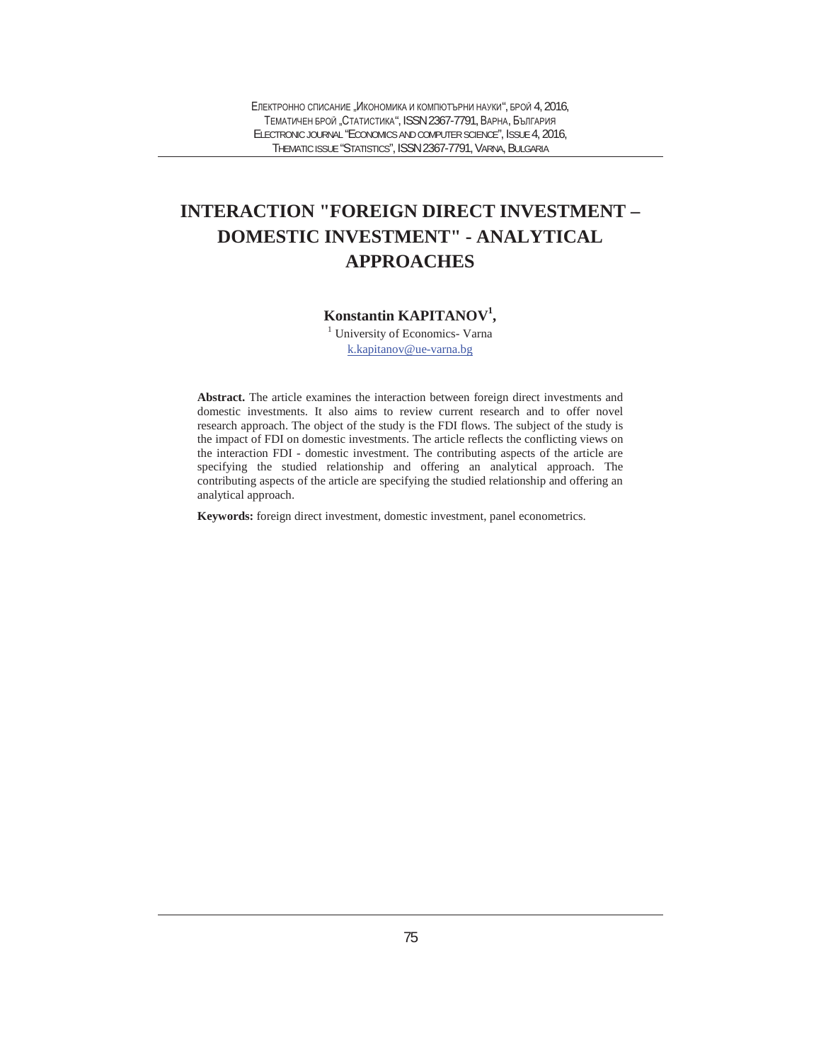// Header omitted as journal metadata.

# INTERACTION "FOREIGN DIRECT INVESTMENT – DOMESTIC INVESTMENT" - ANALYTICAL APPROACHES

**Konstantin KAPITANOV[1],**

[1] University of Economics- Varna
k.kapitanov@ue-varna.bg

**Abstract.** The article examines the interaction between foreign direct investments and domestic investments. It also aims to review current research and to offer novel research approach. The object of the study is the FDI flows. The subject of the study is the impact of FDI on domestic investments. The article reflects the conflicting views on the interaction FDI - domestic investment. The contributing aspects of the article are specifying the studied relationship and offering an analytical approach. The contributing aspects of the article are specifying the studied relationship and offering an analytical approach.

**Keywords:** foreign direct investment, domestic investment, panel econometrics.

# INTERACTION "FOREIGN DIRECT INVESTMENT – DOMESTIC INVESTMENT" - ANALYTICAL APPROACHES

**Konstantin KAPITANOV[1],**

[1] University of Economics- Varna
k.kapitanov@ue-varna.bg

**Abstract.** The article examines the interaction between foreign direct investments and domestic investments. It also aims to review current research and to offer novel research approach. The object of the study is the FDI flows. The subject of the study is the impact of FDI on domestic investments. The article reflects the conflicting views on the interaction FDI - domestic investment. The contributing aspects of the article are specifying the studied relationship and offering an analytical approach. The contributing aspects of the article are specifying the studied relationship and offering an analytical approach.

**Keywords:** foreign direct investment, domestic investment, panel econometrics.